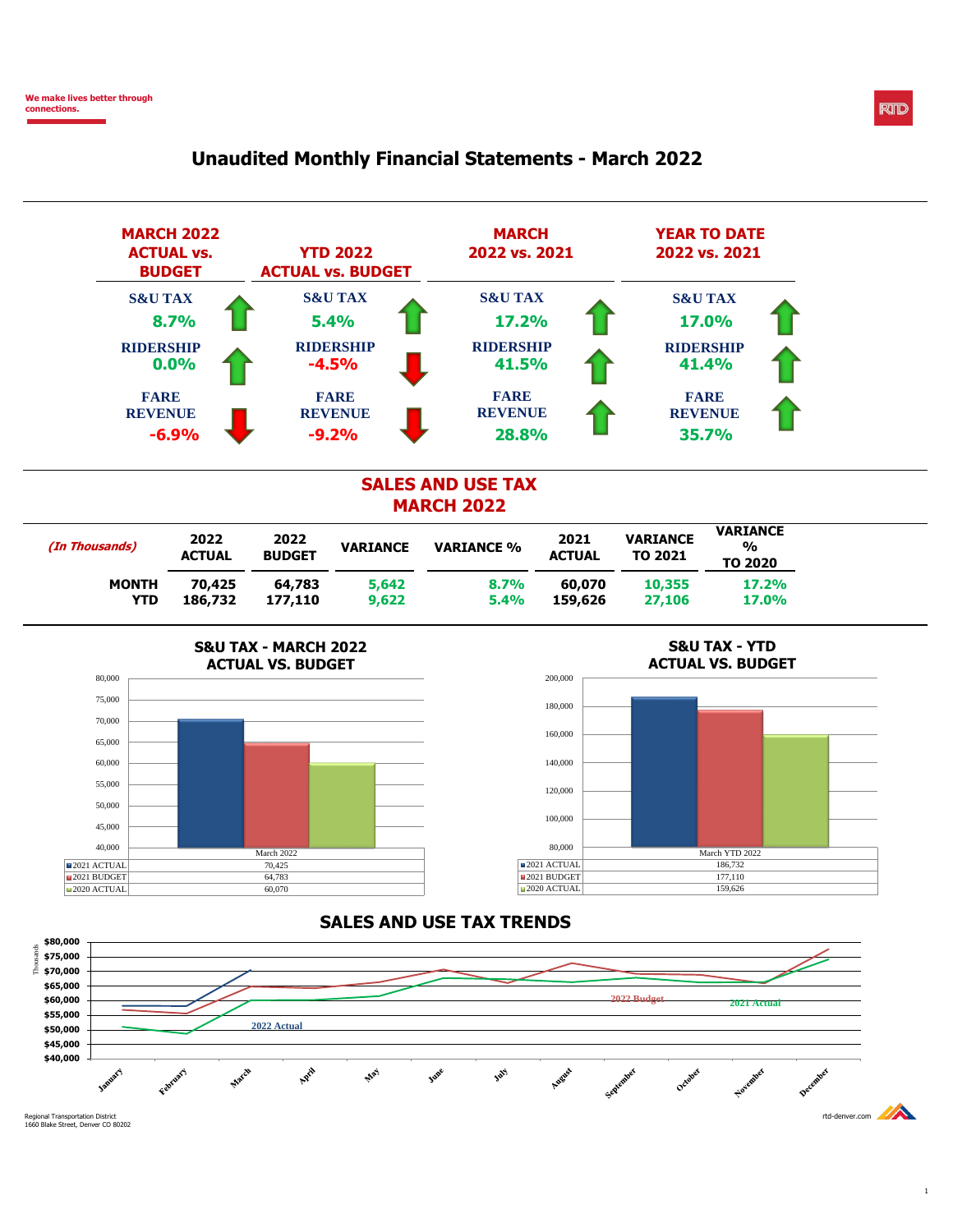We make lives better through connections.

# Unaudited Monthly Financial Statements - March 2022

| MARCH 2022 ACTUAL vs. BUDGET | | YTD 2022 ACTUAL vs. BUDGET | | MARCH 2022 vs. 2021 | | YEAR TO DATE 2022 vs. 2021 | |
|---|---|---|---|---|---|---|---|
| S&U TAX | 8.7% | S&U TAX | 5.4% | S&U TAX | 17.2% | S&U TAX | 17.0% |
| RIDERSHIP | 0.0% | RIDERSHIP | -4.5% | RIDERSHIP | 41.5% | RIDERSHIP | 41.4% |
| FARE REVENUE | -6.9% | FARE REVENUE | -9.2% | FARE REVENUE | 28.8% | FARE REVENUE | 35.7% |

## SALES AND USE TAX MARCH 2022

| *(In Thousands)* | 2022 ACTUAL | 2022 BUDGET | VARIANCE | VARIANCE % | 2021 ACTUAL | VARIANCE TO 2021 | VARIANCE % TO 2020 |
|---|---|---|---|---|---|---|---|
| **MONTH** | 70,425 | 64,783 | 5,642 | 8.7% | 60,070 | 10,355 | 17.2% |
| **YTD** | 186,732 | 177,110 | 9,622 | 5.4% | 159,626 | 27,106 | 17.0% |

### S&U TAX - MARCH 2022 ACTUAL VS. BUDGET

| | March 2022 |
|---|---|
| 2021 ACTUAL | 70,425 |
| 2021 BUDGET | 64,783 |
| 2020 ACTUAL | 60,070 |

### S&U TAX - YTD ACTUAL VS. BUDGET

| | March YTD 2022 |
|---|---|
| 2021 ACTUAL | 186,732 |
| 2021 BUDGET | 177,110 |
| 2020 ACTUAL | 159,626 |

## SALES AND USE TAX TRENDS

(Chart series: 2022 Actual, 2022 Budget, 2021 Actual; January–December; Thousands, $40,000–$80,000)

Regional Transportation District
1660 Blake Street, Denver CO 80202

rtd-denver.com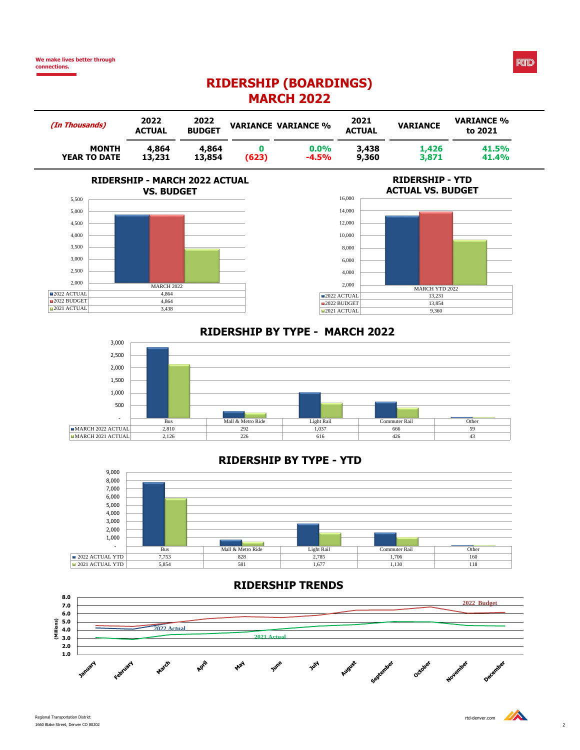We make lives better through connections.

# RIDERSHIP (BOARDINGS)
# MARCH 2022

| *(In Thousands)* | 2022 ACTUAL | 2022 BUDGET | VARIANCE | VARIANCE % | 2021 ACTUAL | VARIANCE | VARIANCE % to 2021 |
|---|---|---|---|---|---|---|---|
| **MONTH** | **4,864** | **4,864** | **0** | **0.0%** | **3,438** | **1,426** | **41.5%** |
| **YEAR TO DATE** | **13,231** | **13,854** | **(623)** | **-4.5%** | **9,360** | **3,871** | **41.4%** |

## RIDERSHIP - MARCH 2022 ACTUAL VS. BUDGET

| | MARCH 2022 |
|---|---|
| 2022 ACTUAL | 4,864 |
| 2022 BUDGET | 4,864 |
| 2021 ACTUAL | 3,438 |

## RIDERSHIP - YTD ACTUAL VS. BUDGET

| | MARCH YTD 2022 |
|---|---|
| 2022 ACTUAL | 13,231 |
| 2022 BUDGET | 13,854 |
| 2021 ACTUAL | 9,360 |

## RIDERSHIP BY TYPE - MARCH 2022

| | Bus | Mall & Metro Ride | Light Rail | Commuter Rail | Other |
|---|---|---|---|---|---|
| MARCH 2022 ACTUAL | 2,810 | 292 | 1,037 | 666 | 59 |
| MARCH 2021 ACTUAL | 2,126 | 226 | 616 | 426 | 43 |

## RIDERSHIP BY TYPE - YTD

| | Bus | Mall & Metro Ride | Light Rail | Commuter Rail | Other |
|---|---|---|---|---|---|
| 2022 ACTUAL YTD | 7,753 | 828 | 2,785 | 1,706 | 160 |
| 2021 ACTUAL YTD | 5,854 | 581 | 1,677 | 1,130 | 118 |

## RIDERSHIP TRENDS

(Millions) — 2022 Budget, 2022 Actual, 2021 Actual; January through December

Regional Transportation District
1660 Blake Street, Denver CO 80202

rtd-denver.com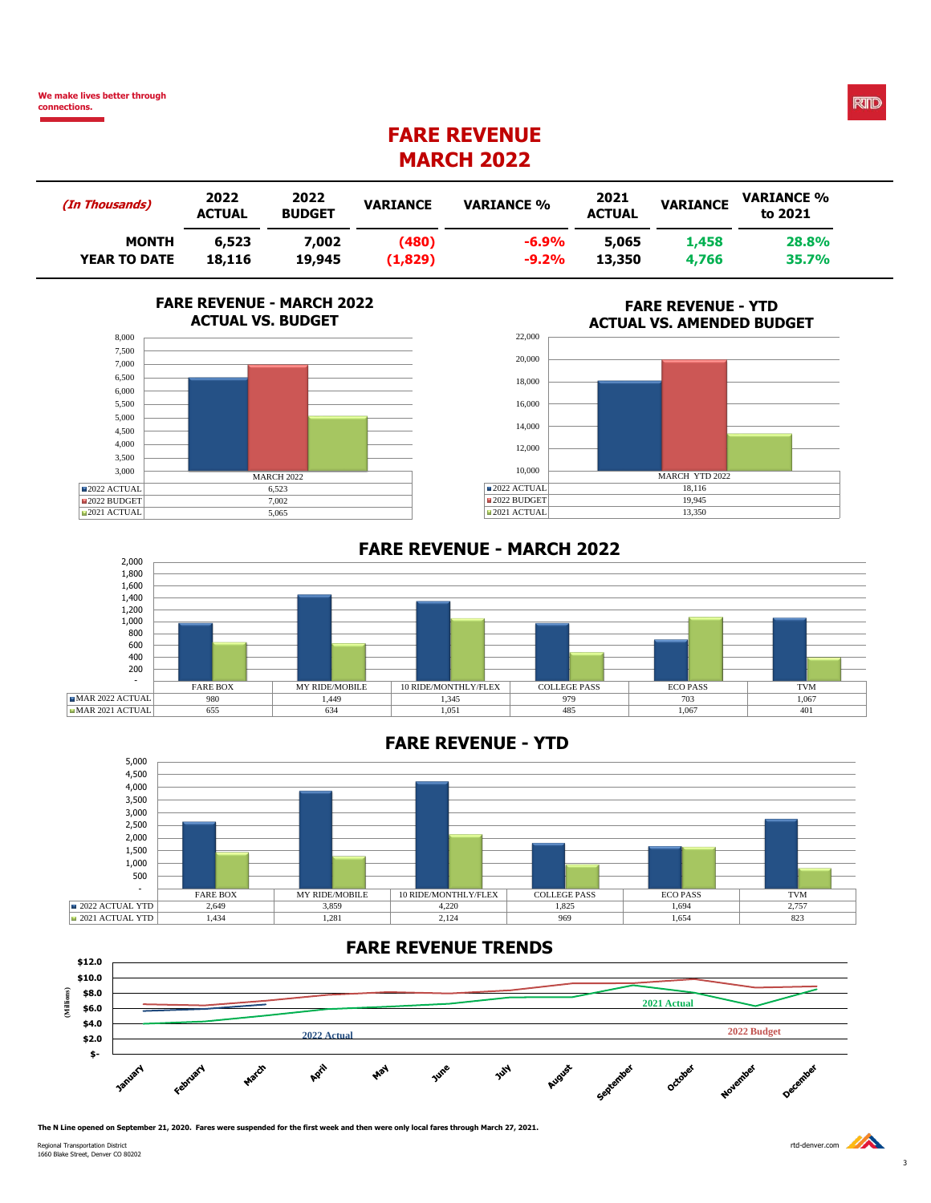We make lives better through connections.

# FARE REVENUE
# MARCH 2022

| *(In Thousands)* | 2022 ACTUAL | 2022 BUDGET | VARIANCE | VARIANCE % | 2021 ACTUAL | VARIANCE | VARIANCE % to 2021 |
|---|---|---|---|---|---|---|---|
| **MONTH** | 6,523 | 7,002 | (480) | -6.9% | 5,065 | 1,458 | 28.8% |
| **YEAR TO DATE** | 18,116 | 19,945 | (1,829) | -9.2% | 13,350 | 4,766 | 35.7% |

## FARE REVENUE - MARCH 2022 ACTUAL VS. BUDGET

| | MARCH 2022 |
|---|---|
| 2022 ACTUAL | 6,523 |
| 2022 BUDGET | 7,002 |
| 2021 ACTUAL | 5,065 |

## FARE REVENUE - YTD ACTUAL VS. AMENDED BUDGET

| | MARCH YTD 2022 |
|---|---|
| 2022 ACTUAL | 18,116 |
| 2022 BUDGET | 19,945 |
| 2021 ACTUAL | 13,350 |

## FARE REVENUE - MARCH 2022

| | FARE BOX | MY RIDE/MOBILE | 10 RIDE/MONTHLY/FLEX | COLLEGE PASS | ECO PASS | TVM |
|---|---|---|---|---|---|---|
| MAR 2022 ACTUAL | 980 | 1,449 | 1,345 | 979 | 703 | 1,067 |
| MAR 2021 ACTUAL | 655 | 634 | 1,051 | 485 | 1,067 | 401 |

## FARE REVENUE - YTD

| | FARE BOX | MY RIDE/MOBILE | 10 RIDE/MONTHLY/FLEX | COLLEGE PASS | ECO PASS | TVM |
|---|---|---|---|---|---|---|
| 2022 ACTUAL YTD | 2,649 | 3,859 | 4,220 | 1,825 | 1,694 | 2,757 |
| 2021 ACTUAL YTD | 1,434 | 1,281 | 2,124 | 969 | 1,654 | 823 |

## FARE REVENUE TRENDS

(Millions) — 2021 Actual, 2022 Actual, 2022 Budget; January through December

**The N Line opened on September 21, 2020. Fares were suspended for the first week and then were only local fares through March 27, 2021.**

Regional Transportation District
1660 Blake Street, Denver CO 80202

rtd-denver.com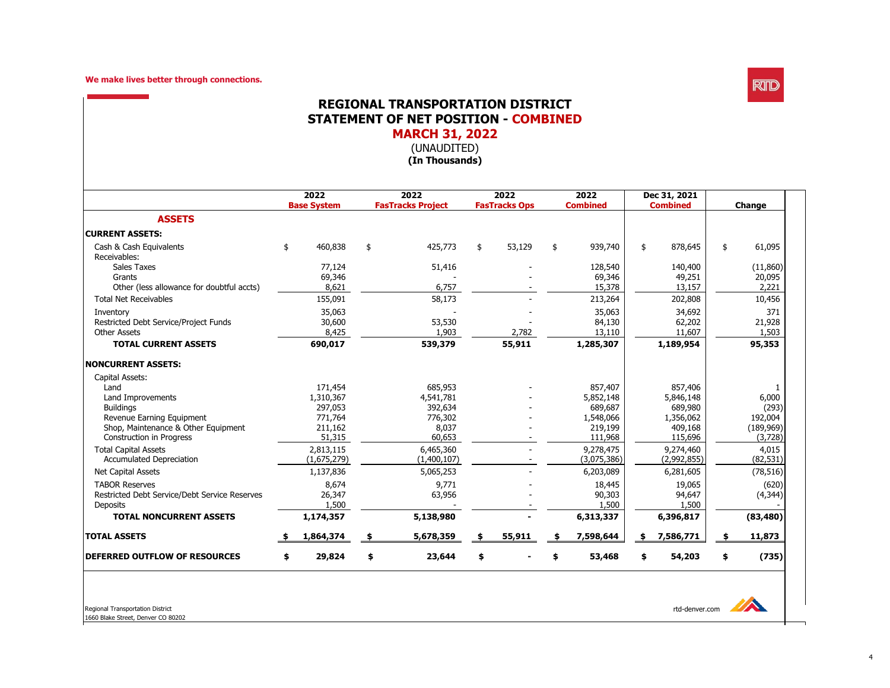We make lives better through connections.

# REGIONAL TRANSPORTATION DISTRICT
## STATEMENT OF NET POSITION - COMBINED
## MARCH 31, 2022
(UNAUDITED)
**(In Thousands)**

| | 2022 Base System | 2022 FasTracks Project | 2022 FasTracks Ops | 2022 Combined | Dec 31, 2021 Combined | Change |
|---|---|---|---|---|---|---|
| **ASSETS** | | | | | | |
| **CURRENT ASSETS:** | | | | | | |
| Cash & Cash Equivalents | $ 460,838 | $ 425,773 | $ 53,129 | $ 939,740 | $ 878,645 | $ 61,095 |
| Receivables: | | | | | | |
| Sales Taxes | 77,124 | 51,416 | - | 128,540 | 140,400 | (11,860) |
| Grants | 69,346 | - | - | 69,346 | 49,251 | 20,095 |
| Other (less allowance for doubtful accts) | 8,621 | 6,757 | - | 15,378 | 13,157 | 2,221 |
| Total Net Receivables | 155,091 | 58,173 | - | 213,264 | 202,808 | 10,456 |
| Inventory | 35,063 | - | - | 35,063 | 34,692 | 371 |
| Restricted Debt Service/Project Funds | 30,600 | 53,530 | - | 84,130 | 62,202 | 21,928 |
| Other Assets | 8,425 | 1,903 | 2,782 | 13,110 | 11,607 | 1,503 |
| **TOTAL CURRENT ASSETS** | **690,017** | **539,379** | **55,911** | **1,285,307** | **1,189,954** | **95,353** |
| **NONCURRENT ASSETS:** | | | | | | |
| Capital Assets: | | | | | | |
| Land | 171,454 | 685,953 | - | 857,407 | 857,406 | 1 |
| Land Improvements | 1,310,367 | 4,541,781 | - | 5,852,148 | 5,846,148 | 6,000 |
| Buildings | 297,053 | 392,634 | - | 689,687 | 689,980 | (293) |
| Revenue Earning Equipment | 771,764 | 776,302 | - | 1,548,066 | 1,356,062 | 192,004 |
| Shop, Maintenance & Other Equipment | 211,162 | 8,037 | - | 219,199 | 409,168 | (189,969) |
| Construction in Progress | 51,315 | 60,653 | - | 111,968 | 115,696 | (3,728) |
| Total Capital Assets | 2,813,115 | 6,465,360 | - | 9,278,475 | 9,274,460 | 4,015 |
| Accumulated Depreciation | (1,675,279) | (1,400,107) | - | (3,075,386) | (2,992,855) | (82,531) |
| Net Capital Assets | 1,137,836 | 5,065,253 | - | 6,203,089 | 6,281,605 | (78,516) |
| TABOR Reserves | 8,674 | 9,771 | - | 18,445 | 19,065 | (620) |
| Restricted Debt Service/Debt Service Reserves | 26,347 | 63,956 | - | 90,303 | 94,647 | (4,344) |
| Deposits | 1,500 | - | - | 1,500 | 1,500 | - |
| **TOTAL NONCURRENT ASSETS** | **1,174,357** | **5,138,980** | **-** | **6,313,337** | **6,396,817** | **(83,480)** |
| **TOTAL ASSETS** | **$ 1,864,374** | **$ 5,678,359** | **$ 55,911** | **$ 7,598,644** | **$ 7,586,771** | **$ 11,873** |
| **DEFERRED OUTFLOW OF RESOURCES** | **$ 29,824** | **$ 23,644** | **$ -** | **$ 53,468** | **$ 54,203** | **$ (735)** |

Regional Transportation District
1660 Blake Street, Denver CO 80202

rtd-denver.com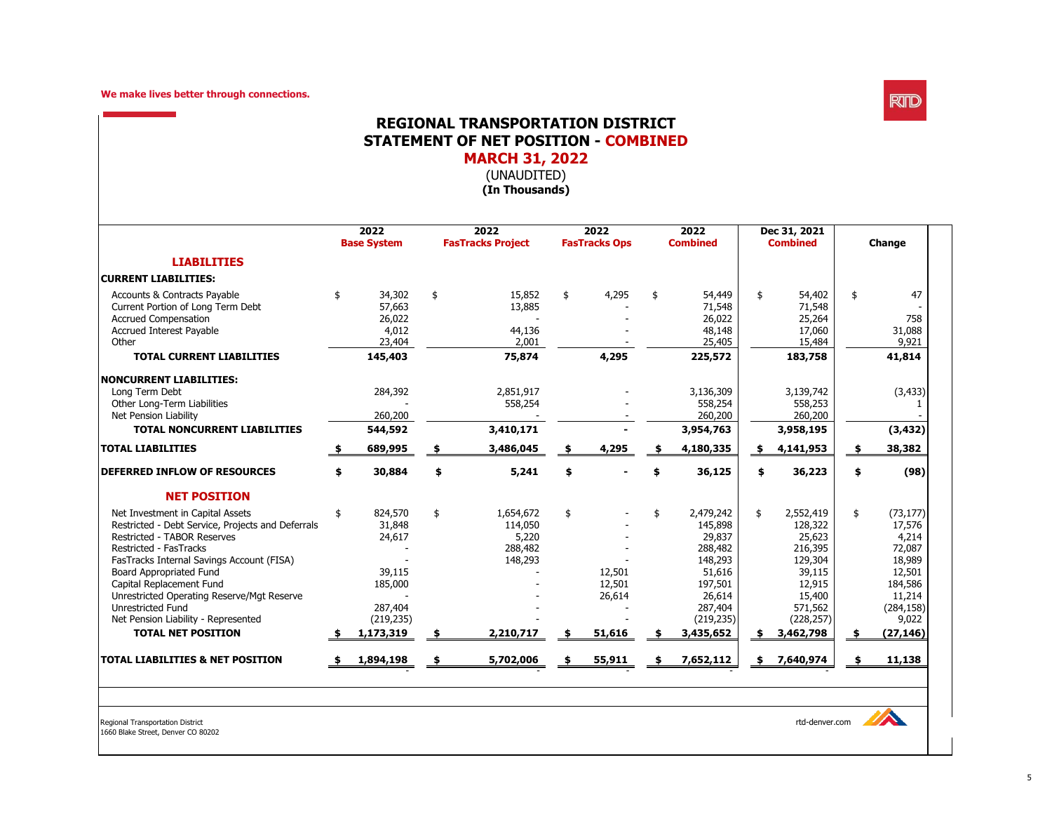We make lives better through connections.

# REGIONAL TRANSPORTATION DISTRICT
## STATEMENT OF NET POSITION - COMBINED
## MARCH 31, 2022
(UNAUDITED)
**(In Thousands)**

| | 2022 Base System | 2022 FasTracks Project | 2022 FasTracks Ops | 2022 Combined | Dec 31, 2021 Combined | Change |
|---|---|---|---|---|---|---|
| **LIABILITIES** | | | | | | |
| **CURRENT LIABILITIES:** | | | | | | |
| Accounts & Contracts Payable | $ 34,302 | $ 15,852 | $ 4,295 | $ 54,449 | $ 54,402 | $ 47 |
| Current Portion of Long Term Debt | 57,663 | 13,885 | - | 71,548 | 71,548 | - |
| Accrued Compensation | 26,022 | - | - | 26,022 | 25,264 | 758 |
| Accrued Interest Payable | 4,012 | 44,136 | - | 48,148 | 17,060 | 31,088 |
| Other | 23,404 | 2,001 | - | 25,405 | 15,484 | 9,921 |
| **TOTAL CURRENT LIABILITIES** | **145,403** | **75,874** | **4,295** | **225,572** | **183,758** | **41,814** |
| **NONCURRENT LIABILITIES:** | | | | | | |
| Long Term Debt | 284,392 | 2,851,917 | - | 3,136,309 | 3,139,742 | (3,433) |
| Other Long-Term Liabilities | - | 558,254 | - | 558,254 | 558,253 | 1 |
| Net Pension Liability | 260,200 | - | - | 260,200 | 260,200 | - |
| **TOTAL NONCURRENT LIABILITIES** | **544,592** | **3,410,171** | **-** | **3,954,763** | **3,958,195** | **(3,432)** |
| **TOTAL LIABILITIES** | **$ 689,995** | **$ 3,486,045** | **$ 4,295** | **$ 4,180,335** | **$ 4,141,953** | **$ 38,382** |
| **DEFERRED INFLOW OF RESOURCES** | **$ 30,884** | **$ 5,241** | **$ -** | **$ 36,125** | **$ 36,223** | **$ (98)** |
| **NET POSITION** | | | | | | |
| Net Investment in Capital Assets | $ 824,570 | $ 1,654,672 | $ - | $ 2,479,242 | $ 2,552,419 | $ (73,177) |
| Restricted - Debt Service, Projects and Deferrals | 31,848 | 114,050 | - | 145,898 | 128,322 | 17,576 |
| Restricted - TABOR Reserves | 24,617 | 5,220 | - | 29,837 | 25,623 | 4,214 |
| Restricted - FasTracks | - | 288,482 | - | 288,482 | 216,395 | 72,087 |
| FasTracks Internal Savings Account (FISA) | - | 148,293 | - | 148,293 | 129,304 | 18,989 |
| Board Appropriated Fund | 39,115 | - | 12,501 | 51,616 | 39,115 | 12,501 |
| Capital Replacement Fund | 185,000 | - | 12,501 | 197,501 | 12,915 | 184,586 |
| Unrestricted Operating Reserve/Mgt Reserve | - | - | 26,614 | 26,614 | 15,400 | 11,214 |
| Unrestricted Fund | 287,404 | - | - | 287,404 | 571,562 | (284,158) |
| Net Pension Liability - Represented | (219,235) | - | - | (219,235) | (228,257) | 9,022 |
| **TOTAL NET POSITION** | **$ 1,173,319** | **$ 2,210,717** | **$ 51,616** | **$ 3,435,652** | **$ 3,462,798** | **$ (27,146)** |
| **TOTAL LIABILITIES & NET POSITION** | **$ 1,894,198** | **$ 5,702,006** | **$ 55,911** | **$ 7,652,112** | **$ 7,640,974** | **$ 11,138** |
| | - | - | - | - | - | |

Regional Transportation District
1660 Blake Street, Denver CO 80202

rtd-denver.com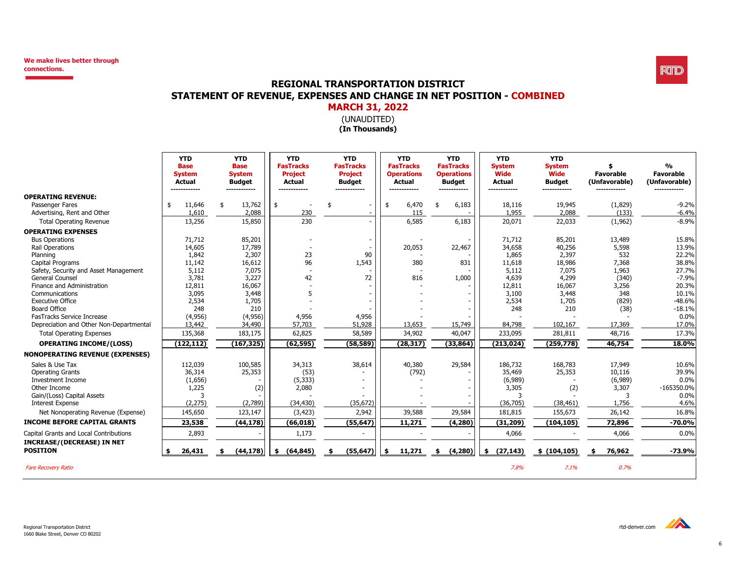We make lives better through connections.

# REGIONAL TRANSPORTATION DISTRICT

## STATEMENT OF REVENUE, EXPENSES AND CHANGE IN NET POSITION - COMBINED

## MARCH 31, 2022

(UNAUDITED)

**(In Thousands)**

| | YTD Base System Actual | YTD Base System Budget | YTD FasTracks Project Actual | YTD FasTracks Project Budget | YTD FasTracks Operations Actual | YTD FasTracks Operations Budget | YTD System Wide Actual | YTD System Wide Budget | $ Favorable (Unfavorable) | % Favorable (Unfavorable) |
|---|---|---|---|---|---|---|---|---|---|---|
| **OPERATING REVENUE:** | | | | | | | | | | |
| Passenger Fares | $ 11,646 | $ 13,762 | $ - | $ - | $ 6,470 | $ 6,183 | 18,116 | 19,945 | (1,829) | -9.2% |
| Advertising, Rent and Other | 1,610 | 2,088 | 230 | - | 115 | - | 1,955 | 2,088 | (133) | -6.4% |
| Total Operating Revenue | 13,256 | 15,850 | 230 | - | 6,585 | 6,183 | 20,071 | 22,033 | (1,962) | -8.9% |
| **OPERATING EXPENSES** | | | | | | | | | | |
| Bus Operations | 71,712 | 85,201 | - | - | - | - | 71,712 | 85,201 | 13,489 | 15.8% |
| Rail Operations | 14,605 | 17,789 | - | - | 20,053 | 22,467 | 34,658 | 40,256 | 5,598 | 13.9% |
| Planning | 1,842 | 2,307 | 23 | 90 | - | - | 1,865 | 2,397 | 532 | 22.2% |
| Capital Programs | 11,142 | 16,612 | 96 | 1,543 | 380 | 831 | 11,618 | 18,986 | 7,368 | 38.8% |
| Safety, Security and Asset Management | 5,112 | 7,075 | - | - | - | - | 5,112 | 7,075 | 1,963 | 27.7% |
| General Counsel | 3,781 | 3,227 | 42 | 72 | 816 | 1,000 | 4,639 | 4,299 | (340) | -7.9% |
| Finance and Administration | 12,811 | 16,067 | - | - | - | - | 12,811 | 16,067 | 3,256 | 20.3% |
| Communications | 3,095 | 3,448 | 5 | - | - | - | 3,100 | 3,448 | 348 | 10.1% |
| Executive Office | 2,534 | 1,705 | - | - | - | - | 2,534 | 1,705 | (829) | -48.6% |
| Board Office | 248 | 210 | - | - | - | - | 248 | 210 | (38) | -18.1% |
| FasTracks Service Increase | (4,956) | (4,956) | 4,956 | 4,956 | - | - | - | - | - | 0.0% |
| Depreciation and Other Non-Departmental | 13,442 | 34,490 | 57,703 | 51,928 | 13,653 | 15,749 | 84,798 | 102,167 | 17,369 | 17.0% |
| Total Operating Expenses | 135,368 | 183,175 | 62,825 | 58,589 | 34,902 | 40,047 | 233,095 | 281,811 | 48,716 | 17.3% |
| **OPERATING INCOME/(LOSS)** | **(122,112)** | **(167,325)** | **(62,595)** | **(58,589)** | **(28,317)** | **(33,864)** | **(213,024)** | **(259,778)** | **46,754** | **18.0%** |
| **NONOPERATING REVENUE (EXPENSES)** | | | | | | | | | | |
| Sales & Use Tax | 112,039 | 100,585 | 34,313 | 38,614 | 40,380 | 29,584 | 186,732 | 168,783 | 17,949 | 10.6% |
| Operating Grants | 36,314 | 25,353 | (53) | - | (792) | - | 35,469 | 25,353 | 10,116 | 39.9% |
| Investment Income | (1,656) | - | (5,333) | - | - | - | (6,989) | - | (6,989) | 0.0% |
| Other Income | 1,225 | (2) | 2,080 | - | - | - | 3,305 | (2) | 3,307 | -165350.0% |
| Gain/(Loss) Capital Assets | 3 | - | - | - | - | - | 3 | - | 3 | 0.0% |
| Interest Expense | (2,275) | (2,789) | (34,430) | (35,672) | - | - | (36,705) | (38,461) | 1,756 | 4.6% |
| Net Nonoperating Revenue (Expense) | 145,650 | 123,147 | (3,423) | 2,942 | 39,588 | 29,584 | 181,815 | 155,673 | 26,142 | 16.8% |
| **INCOME BEFORE CAPITAL GRANTS** | **23,538** | **(44,178)** | **(66,018)** | **(55,647)** | **11,271** | **(4,280)** | **(31,209)** | **(104,105)** | **72,896** | **-70.0%** |
| Capital Grants and Local Contributions | 2,893 | - | 1,173 | - | - | - | 4,066 | - | 4,066 | 0.0% |
| **INCREASE/(DECREASE) IN NET POSITION** | **$ 26,431** | **$ (44,178)** | **$ (64,845)** | **$ (55,647)** | **$ 11,271** | **$ (4,280)** | **$ (27,143)** | **$ (104,105)** | **$ 76,962** | **-73.9%** |
| *Fare Recovery Ratio* | | | | | | | *7.8%* | *7.1%* | *0.7%* | |

Regional Transportation District
1660 Blake Street, Denver CO 80202

rtd-denver.com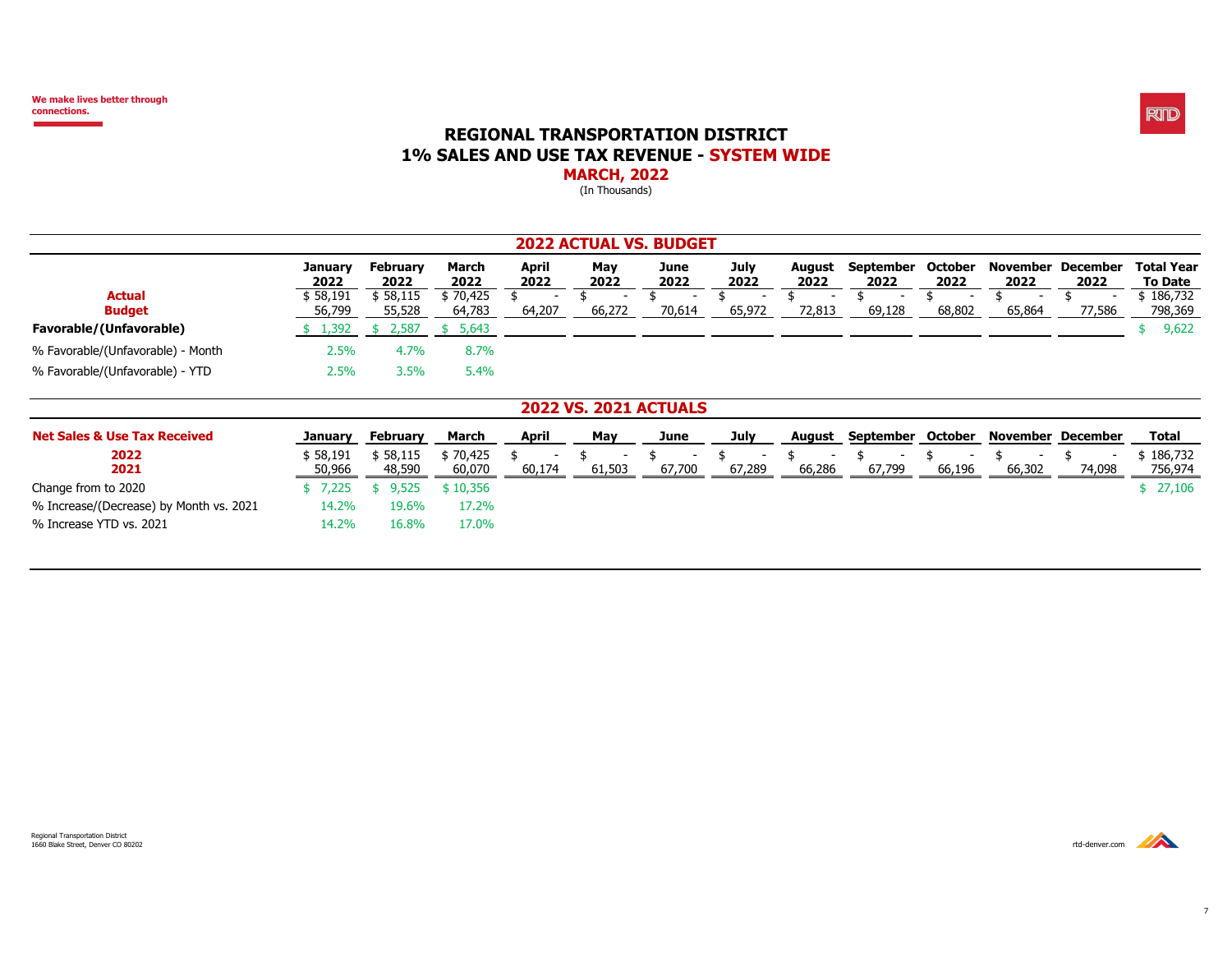We make lives better through connections.

# REGIONAL TRANSPORTATION DISTRICT
# 1% SALES AND USE TAX REVENUE - SYSTEM WIDE
## MARCH, 2022
(In Thousands)

### 2022 ACTUAL VS. BUDGET

| | January 2022 | February 2022 | March 2022 | April 2022 | May 2022 | June 2022 | July 2022 | August 2022 | September 2022 | October 2022 | November 2022 | December 2022 | Total Year To Date |
|---|---|---|---|---|---|---|---|---|---|---|---|---|---|
| **Actual** | $ 58,191 | $ 58,115 | $ 70,425 | $ - | $ - | $ - | $ - | $ - | $ - | $ - | $ - | $ - | $ 186,732 |
| **Budget** | 56,799 | 55,528 | 64,783 | 64,207 | 66,272 | 70,614 | 65,972 | 72,813 | 69,128 | 68,802 | 65,864 | 77,586 | 798,369 |
| **Favorable/(Unfavorable)** | $ 1,392 | $ 2,587 | $ 5,643 | | | | | | | | | | $ 9,622 |
| % Favorable/(Unfavorable) - Month | 2.5% | 4.7% | 8.7% | | | | | | | | | | |
| % Favorable/(Unfavorable) - YTD | 2.5% | 3.5% | 5.4% | | | | | | | | | | |

### 2022 VS. 2021 ACTUALS

| **Net Sales & Use Tax Received** | January | February | March | April | May | June | July | August | September | October | November | December | Total |
|---|---|---|---|---|---|---|---|---|---|---|---|---|---|
| **2022** | $ 58,191 | $ 58,115 | $ 70,425 | $ - | $ - | $ - | $ - | $ - | $ - | $ - | $ - | $ - | $ 186,732 |
| **2021** | 50,966 | 48,590 | 60,070 | 60,174 | 61,503 | 67,700 | 67,289 | 66,286 | 67,799 | 66,196 | 66,302 | 74,098 | 756,974 |
| Change from to 2020 | $ 7,225 | $ 9,525 | $ 10,356 | | | | | | | | | | $ 27,106 |
| % Increase/(Decrease) by Month vs. 2021 | 14.2% | 19.6% | 17.2% | | | | | | | | | | |
| % Increase YTD vs. 2021 | 14.2% | 16.8% | 17.0% | | | | | | | | | | |

Regional Transportation District
1660 Blake Street, Denver CO 80202

rtd-denver.com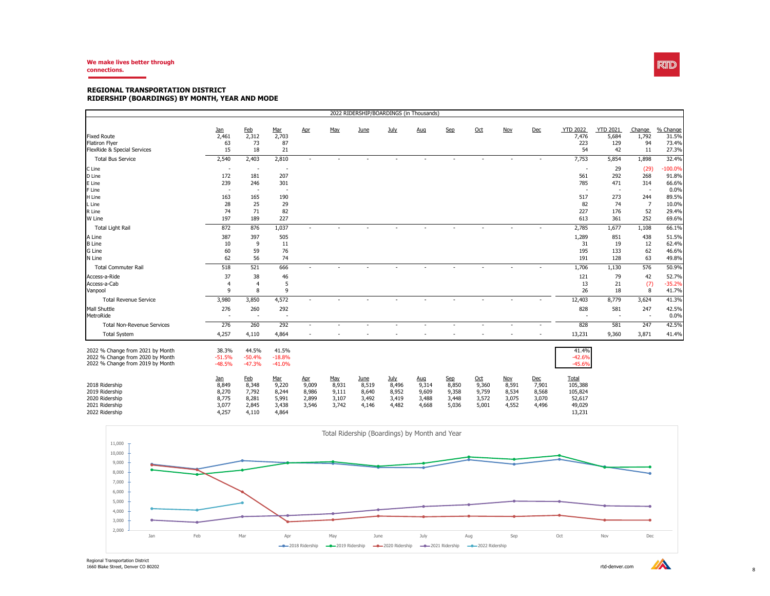We make lives better through connections.

## REGIONAL TRANSPORTATION DISTRICT
## RIDERSHIP (BOARDINGS) BY MONTH, YEAR AND MODE

| 2022 RIDERSHIP/BOARDINGS (in Thousands) | | | | | | | | | | | | | | | | |
|---|---|---|---|---|---|---|---|---|---|---|---|---|---|---|---|---|
| | Jan | Feb | Mar | Apr | May | June | July | Aug | Sep | Oct | Nov | Dec | YTD 2022 | YTD 2021 | Change | % Change |
| Fixed Route | 2,461 | 2,312 | 2,703 | | | | | | | | | | 7,476 | 5,684 | 1,792 | 31.5% |
| Flatiron Flyer | 63 | 73 | 87 | | | | | | | | | | 223 | 129 | 94 | 73.4% |
| FlexRide & Special Services | 15 | 18 | 21 | | | | | | | | | | 54 | 42 | 11 | 27.3% |
| Total Bus Service | 2,540 | 2,403 | 2,810 | - | - | - | - | - | - | - | - | - | 7,753 | 5,854 | 1,898 | 32.4% |
| C Line | - | - | - | | | | | | | | | | - | 29 | (29) | -100.0% |
| D Line | 172 | 181 | 207 | | | | | | | | | | 561 | 292 | 268 | 91.8% |
| E Line | 239 | 246 | 301 | | | | | | | | | | 785 | 471 | 314 | 66.6% |
| F Line | - | - | - | | | | | | | | | | - | - | - | 0.0% |
| H Line | 163 | 165 | 190 | | | | | | | | | | 517 | 273 | 244 | 89.5% |
| L Line | 28 | 25 | 29 | | | | | | | | | | 82 | 74 | 7 | 10.0% |
| R Line | 74 | 71 | 82 | | | | | | | | | | 227 | 176 | 52 | 29.4% |
| W Line | 197 | 189 | 227 | | | | | | | | | | 613 | 361 | 252 | 69.6% |
| Total Light Rail | 872 | 876 | 1,037 | - | - | - | - | - | - | - | - | - | 2,785 | 1,677 | 1,108 | 66.1% |
| A Line | 387 | 397 | 505 | | | | | | | | | | 1,289 | 851 | 438 | 51.5% |
| B Line | 10 | 9 | 11 | | | | | | | | | | 31 | 19 | 12 | 62.4% |
| G Line | 60 | 59 | 76 | | | | | | | | | | 195 | 133 | 62 | 46.6% |
| N Line | 62 | 56 | 74 | | | | | | | | | | 191 | 128 | 63 | 49.8% |
| Total Commuter Rail | 518 | 521 | 666 | - | - | - | - | - | - | - | - | - | 1,706 | 1,130 | 576 | 50.9% |
| Access-a-Ride | 37 | 38 | 46 | | | | | | | | | | 121 | 79 | 42 | 52.7% |
| Access-a-Cab | 4 | 4 | 5 | | | | | | | | | | 13 | 21 | (7) | -35.2% |
| Vanpool | 9 | 8 | 9 | | | | | | | | | | 26 | 18 | 8 | 41.7% |
| Total Revenue Service | 3,980 | 3,850 | 4,572 | - | - | - | - | - | - | - | - | - | 12,403 | 8,779 | 3,624 | 41.3% |
| Mall Shuttle | 276 | 260 | 292 | | | | | | | | | | 828 | 581 | 247 | 42.5% |
| MetroRide | - | - | - | | | | | | | | | | - | - | - | 0.0% |
| Total Non-Revenue Services | 276 | 260 | 292 | - | - | - | - | - | - | - | - | - | 828 | 581 | 247 | 42.5% |
| Total System | 4,257 | 4,110 | 4,864 | - | - | - | - | - | - | - | - | - | 13,231 | 9,360 | 3,871 | 41.4% |

| | Jan | Feb | Mar | YTD |
|---|---|---|---|---|
| 2022 % Change from 2021 by Month | 38.3% | 44.5% | 41.5% | 41.4% |
| 2022 % Change from 2020 by Month | -51.5% | -50.4% | -18.8% | -42.6% |
| 2022 % Change from 2019 by Month | -48.5% | -47.3% | -41.0% | -45.6% |

| | Jan | Feb | Mar | Apr | May | June | July | Aug | Sep | Oct | Nov | Dec | Total |
|---|---|---|---|---|---|---|---|---|---|---|---|---|---|
| 2018 Ridership | 8,849 | 8,348 | 9,220 | 9,009 | 8,931 | 8,519 | 8,496 | 9,314 | 8,850 | 9,360 | 8,591 | 7,901 | 105,388 |
| 2019 Ridership | 8,270 | 7,792 | 8,244 | 8,986 | 9,111 | 8,640 | 8,952 | 9,609 | 9,358 | 9,759 | 8,534 | 8,568 | 105,824 |
| 2020 Ridership | 8,775 | 8,281 | 5,991 | 2,899 | 3,107 | 3,492 | 3,419 | 3,488 | 3,448 | 3,572 | 3,075 | 3,070 | 52,617 |
| 2021 Ridership | 3,077 | 2,845 | 3,438 | 3,546 | 3,742 | 4,146 | 4,482 | 4,668 | 5,036 | 5,001 | 4,552 | 4,496 | 49,029 |
| 2022 Ridership | 4,257 | 4,110 | 4,864 | | | | | | | | | | 13,231 |

Total Ridership (Boardings) by Month and Year

Regional Transportation District
1660 Blake Street, Denver CO 80202

rtd-denver.com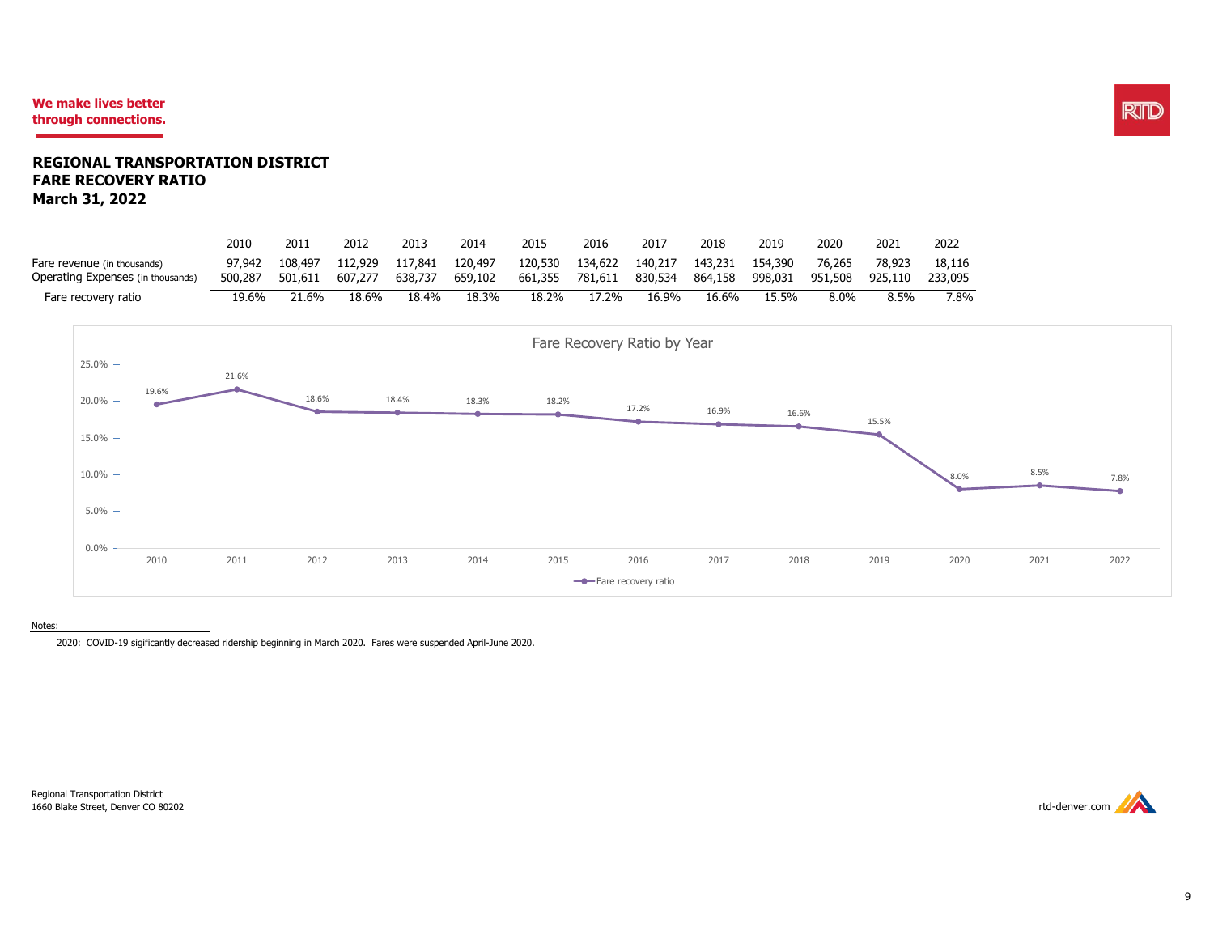We make lives better through connections.

# REGIONAL TRANSPORTATION DISTRICT
## FARE RECOVERY RATIO
## March 31, 2022

| | 2010 | 2011 | 2012 | 2013 | 2014 | 2015 | 2016 | 2017 | 2018 | 2019 | 2020 | 2021 | 2022 |
|---|---|---|---|---|---|---|---|---|---|---|---|---|---|
| Fare revenue (in thousands) | 97,942 | 108,497 | 112,929 | 117,841 | 120,497 | 120,530 | 134,622 | 140,217 | 143,231 | 154,390 | 76,265 | 78,923 | 18,116 |
| Operating Expenses (in thousands) | 500,287 | 501,611 | 607,277 | 638,737 | 659,102 | 661,355 | 781,611 | 830,534 | 864,158 | 998,031 | 951,508 | 925,110 | 233,095 |
| Fare recovery ratio | 19.6% | 21.6% | 18.6% | 18.4% | 18.3% | 18.2% | 17.2% | 16.9% | 16.6% | 15.5% | 8.0% | 8.5% | 7.8% |

Fare Recovery Ratio by Year

| Year | Fare recovery ratio |
|---|---|
| 2010 | 19.6% |
| 2011 | 21.6% |
| 2012 | 18.6% |
| 2013 | 18.4% |
| 2014 | 18.3% |
| 2015 | 18.2% |
| 2016 | 17.2% |
| 2017 | 16.9% |
| 2018 | 16.6% |
| 2019 | 15.5% |
| 2020 | 8.0% |
| 2021 | 8.5% |
| 2022 | 7.8% |

Notes:

2020: COVID-19 sigificantly decreased ridership beginning in March 2020. Fares were suspended April-June 2020.

Regional Transportation District
1660 Blake Street, Denver CO 80202

rtd-denver.com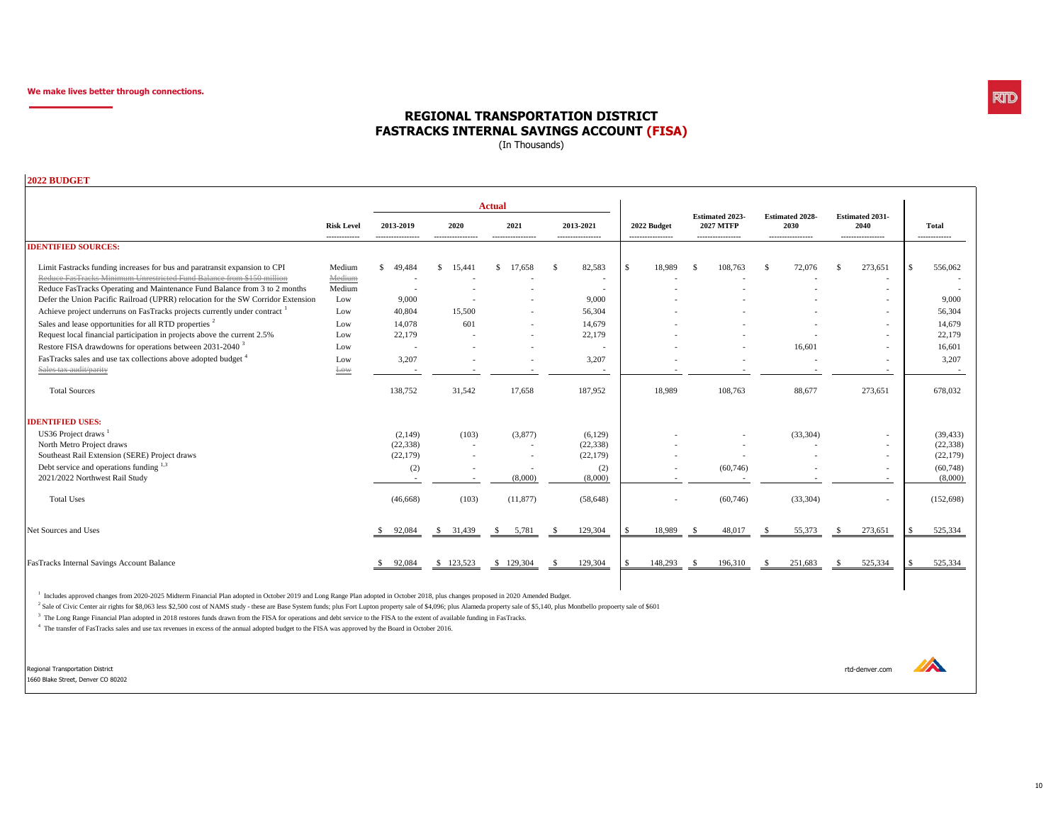We make lives better through connections.

# REGIONAL TRANSPORTATION DISTRICT
# FASTRACKS INTERNAL SAVINGS ACCOUNT (FISA)

(In Thousands)

## 2022 BUDGET

| | Risk Level | Actual 2013-2019 | Actual 2020 | Actual 2021 | Actual 2013-2021 | 2022 Budget | Estimated 2023-2027 MTFP | Estimated 2028-2030 | Estimated 2031-2040 | Total |
|---|---|---|---|---|---|---|---|---|---|---|
| **IDENTIFIED SOURCES:** | | | | | | | | | | |
| Limit Fastracks funding increases for bus and paratransit expansion to CPI | Medium | $ 49,484 | $ 15,441 | $ 17,658 | $ 82,583 | $ 18,989 | $ 108,763 | $ 72,076 | $ 273,651 | $ 556,062 |
| ~~Reduce FasTracks Minimum Unrestricted Fund Balance from $150 million~~ | ~~Medium~~ | - | - | - | - | - | - | - | - | - |
| Reduce FasTracks Operating and Maintenance Fund Balance from 3 to 2 months | Medium | - | - | - | - | - | - | - | - | - |
| Defer the Union Pacific Railroad (UPRR) relocation for the SW Corridor Extension | Low | 9,000 | - | - | 9,000 | - | - | - | - | 9,000 |
| Achieve project underruns on FasTracks projects currently under contract [1] | Low | 40,804 | 15,500 | - | 56,304 | - | - | - | - | 56,304 |
| Sales and lease opportunities for all RTD properties [2] | Low | 14,078 | 601 | - | 14,679 | - | - | - | - | 14,679 |
| Request local financial participation in projects above the current 2.5% | Low | 22,179 | - | - | 22,179 | - | - | - | - | 22,179 |
| Restore FISA drawdowns for operations between 2031-2040 [3] | Low | - | - | - | - | - | - | 16,601 | - | 16,601 |
| FasTracks sales and use tax collections above adopted budget [4] | Low | 3,207 | - | - | 3,207 | - | - | - | - | 3,207 |
| ~~Sales tax audit/parity~~ | ~~Low~~ | - | - | - | - | - | - | - | - | - |
| Total Sources | | 138,752 | 31,542 | 17,658 | 187,952 | 18,989 | 108,763 | 88,677 | 273,651 | 678,032 |
| **IDENTIFIED USES:** | | | | | | | | | | |
| US36 Project draws [1] | | (2,149) | (103) | (3,877) | (6,129) | - | - | (33,304) | - | (39,433) |
| North Metro Project draws | | (22,338) | - | - | (22,338) | - | - | - | - | (22,338) |
| Southeast Rail Extension (SERE) Project draws | | (22,179) | - | - | (22,179) | - | - | - | - | (22,179) |
| Debt service and operations funding [1,3] | | (2) | - | - | (2) | - | (60,746) | - | - | (60,748) |
| 2021/2022 Northwest Rail Study | | - | - | (8,000) | (8,000) | - | - | - | - | (8,000) |
| Total Uses | | (46,668) | (103) | (11,877) | (58,648) | - | (60,746) | (33,304) | - | (152,698) |
| Net Sources and Uses | | $ 92,084 | $ 31,439 | $ 5,781 | $ 129,304 | $ 18,989 | $ 48,017 | $ 55,373 | $ 273,651 | $ 525,334 |
| FasTracks Internal Savings Account Balance | | $ 92,084 | $ 123,523 | $ 129,304 | $ 129,304 | $ 148,293 | $ 196,310 | $ 251,683 | $ 525,334 | $ 525,334 |

[1] Includes approved changes from 2020-2025 Midterm Financial Plan adopted in October 2019 and Long Range Plan adopted in October 2018, plus changes proposed in 2020 Amended Budget.

[2] Sale of Civic Center air rights for $8,063 less $2,500 cost of NAMS study - these are Base System funds; plus Fort Lupton property sale of $4,096; plus Alameda property sale of $5,140, plus Montbello propoerty sale of $601

[3] The Long Range Financial Plan adopted in 2018 restores funds drawn from the FISA for operations and debt service to the FISA to the extent of available funding in FasTracks.

[4] The transfer of FasTracks sales and use tax revenues in excess of the annual adopted budget to the FISA was approved by the Board in October 2016.

Regional Transportation District
1660 Blake Street, Denver CO 80202

rtd-denver.com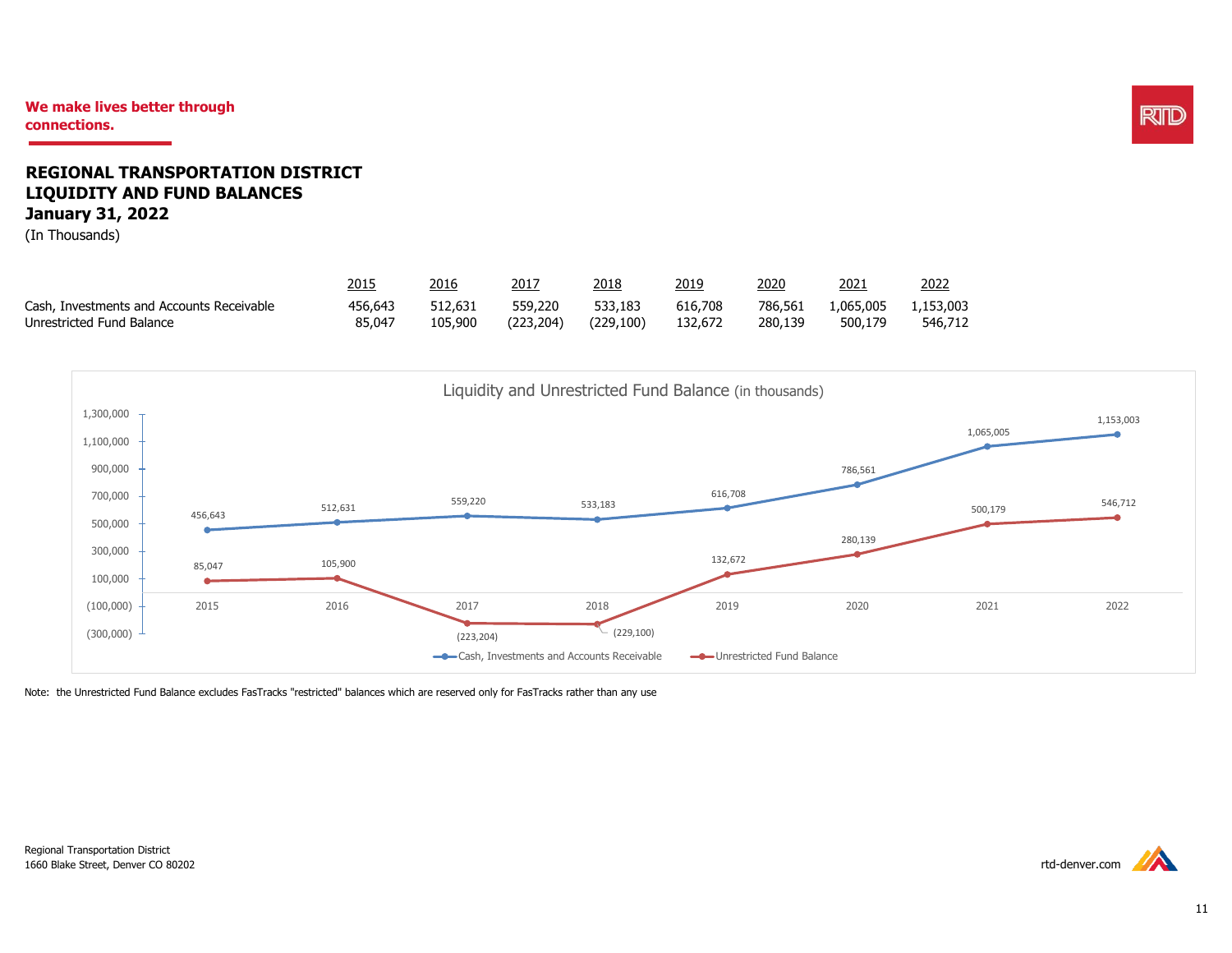We make lives better through connections.

# REGIONAL TRANSPORTATION DISTRICT
# LIQUIDITY AND FUND BALANCES
## January 31, 2022

(In Thousands)

| | 2015 | 2016 | 2017 | 2018 | 2019 | 2020 | 2021 | 2022 |
|---|---|---|---|---|---|---|---|---|
| Cash, Investments and Accounts Receivable | 456,643 | 512,631 | 559,220 | 533,183 | 616,708 | 786,561 | 1,065,005 | 1,153,003 |
| Unrestricted Fund Balance | 85,047 | 105,900 | (223,204) | (229,100) | 132,672 | 280,139 | 500,179 | 546,712 |

Liquidity and Unrestricted Fund Balance (in thousands)

1,300,000
1,100,000
900,000
700,000
500,000
300,000
100,000
(100,000)
(300,000)

2015 2016 2017 2018 2019 2020 2021 2022

456,643 512,631 559,220 533,183 616,708 786,561 1,065,005 1,153,003

85,047 105,900 (223,204) (229,100) 132,672 280,139 500,179 546,712

Cash, Investments and Accounts Receivable
Unrestricted Fund Balance

Note: the Unrestricted Fund Balance excludes FasTracks "restricted" balances which are reserved only for FasTracks rather than any use

Regional Transportation District
1660 Blake Street, Denver CO 80202

rtd-denver.com